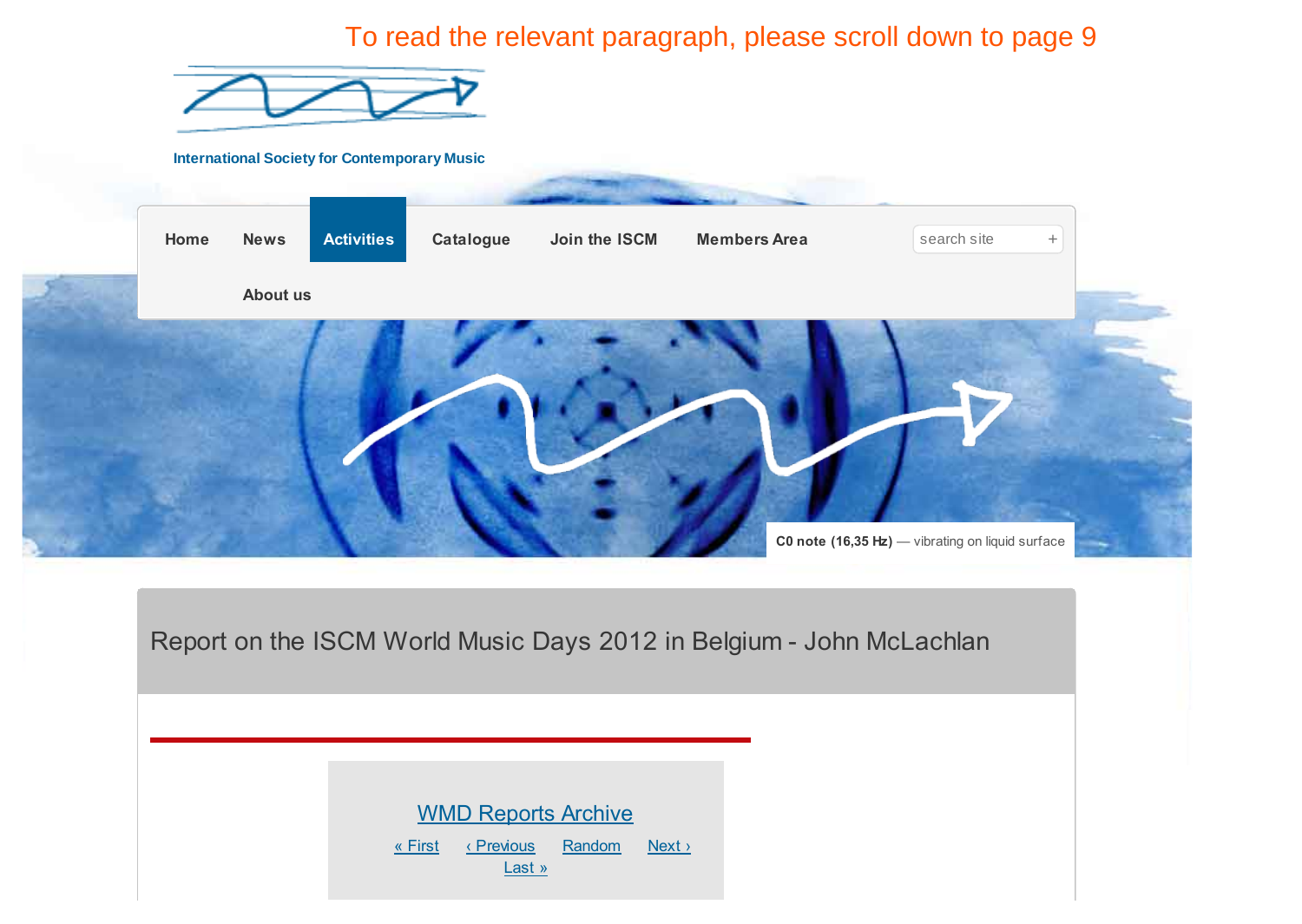To read the relevant paragraph, please scroll down to page 9

International Society for Contemporary Music

Home News Activities Catalogue Join the ISCM Members Area

About us

**C0 note (16,35 Hz)** — vibrating on liquid surface

# Report on the ISCM World Music Days 2012 in Belgium - John McLachlan

WMD Reports Archive

« First ‹ Previous Random Next › Last »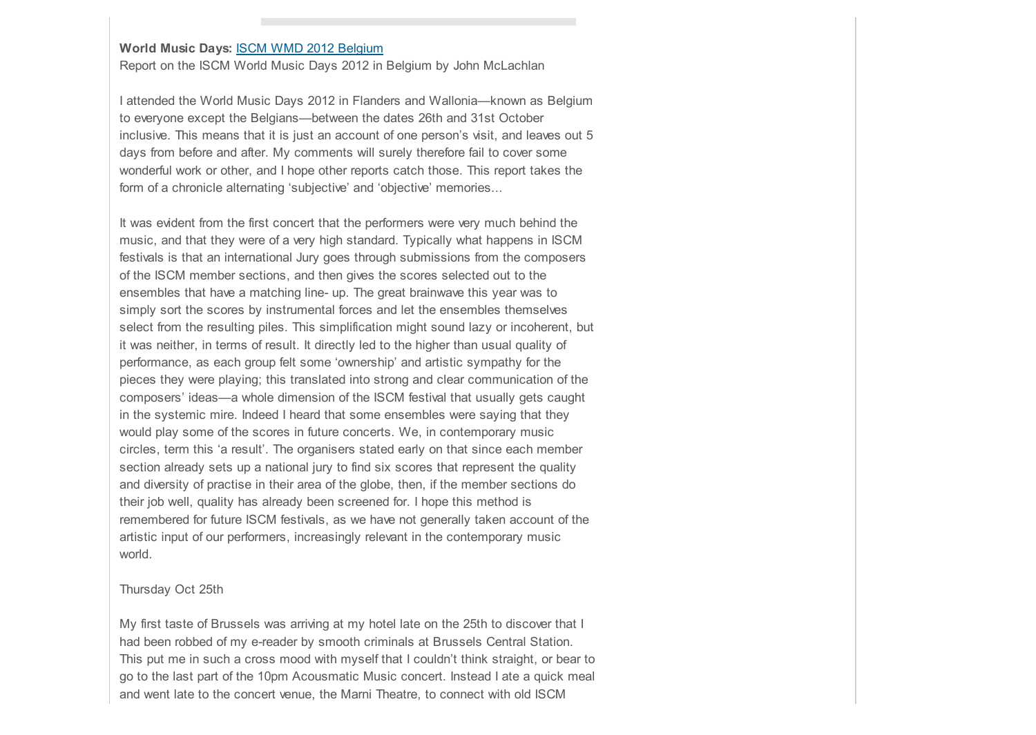**World Music Days:** [ISCM WMD 2012 Belgium](#)
Report on the ISCM World Music Days 2012 in Belgium by John McLachlan

I attended the World Music Days 2012 in Flanders and Wallonia—known as Belgium to everyone except the Belgians—between the dates 26th and 31st October inclusive. This means that it is just an account of one person's visit, and leaves out 5 days from before and after. My comments will surely therefore fail to cover some wonderful work or other, and I hope other reports catch those. This report takes the form of a chronicle alternating 'subjective' and 'objective' memories...

It was evident from the first concert that the performers were very much behind the music, and that they were of a very high standard. Typically what happens in ISCM festivals is that an international Jury goes through submissions from the composers of the ISCM member sections, and then gives the scores selected out to the ensembles that have a matching line- up. The great brainwave this year was to simply sort the scores by instrumental forces and let the ensembles themselves select from the resulting piles. This simplification might sound lazy or incoherent, but it was neither, in terms of result. It directly led to the higher than usual quality of performance, as each group felt some 'ownership' and artistic sympathy for the pieces they were playing; this translated into strong and clear communication of the composers' ideas—a whole dimension of the ISCM festival that usually gets caught in the systemic mire. Indeed I heard that some ensembles were saying that they would play some of the scores in future concerts. We, in contemporary music circles, term this 'a result'. The organisers stated early on that since each member section already sets up a national jury to find six scores that represent the quality and diversity of practise in their area of the globe, then, if the member sections do their job well, quality has already been screened for. I hope this method is remembered for future ISCM festivals, as we have not generally taken account of the artistic input of our performers, increasingly relevant in the contemporary music world.

Thursday Oct 25th

My first taste of Brussels was arriving at my hotel late on the 25th to discover that I had been robbed of my e-reader by smooth criminals at Brussels Central Station. This put me in such a cross mood with myself that I couldn't think straight, or bear to go to the last part of the 10pm Acousmatic Music concert. Instead I ate a quick meal and went late to the concert venue, the Marni Theatre, to connect with old ISCM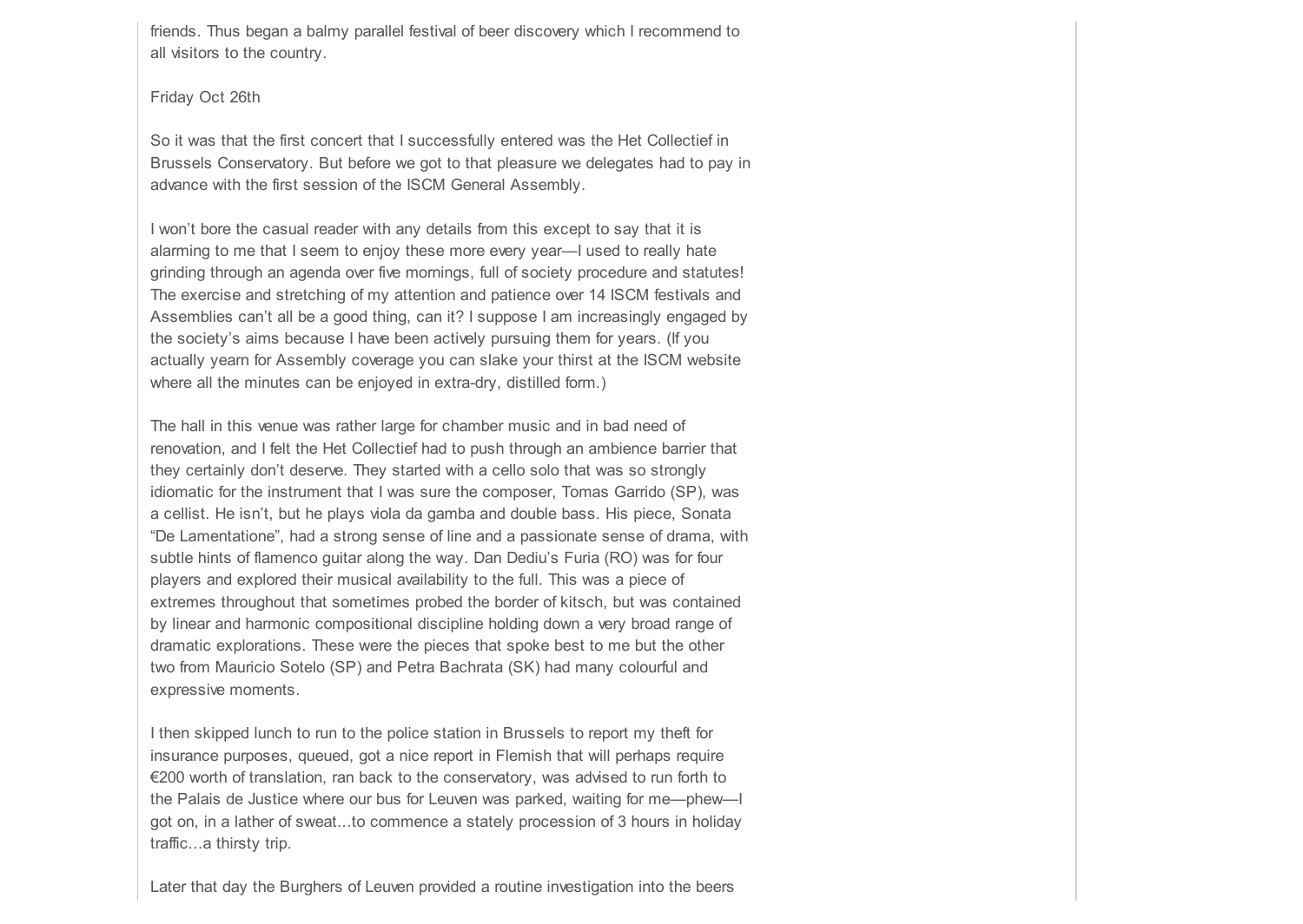friends. Thus began a balmy parallel festival of beer discovery which I recommend to all visitors to the country.

Friday Oct 26th

So it was that the first concert that I successfully entered was the Het Collectief in Brussels Conservatory. But before we got to that pleasure we delegates had to pay in advance with the first session of the ISCM General Assembly.

I won't bore the casual reader with any details from this except to say that it is alarming to me that I seem to enjoy these more every year—I used to really hate grinding through an agenda over five mornings, full of society procedure and statutes! The exercise and stretching of my attention and patience over 14 ISCM festivals and Assemblies can't all be a good thing, can it? I suppose I am increasingly engaged by the society's aims because I have been actively pursuing them for years. (If you actually yearn for Assembly coverage you can slake your thirst at the ISCM website where all the minutes can be enjoyed in extra-dry, distilled form.)

The hall in this venue was rather large for chamber music and in bad need of renovation, and I felt the Het Collectief had to push through an ambience barrier that they certainly don't deserve. They started with a cello solo that was so strongly idiomatic for the instrument that I was sure the composer, Tomas Garrido (SP), was a cellist. He isn't, but he plays viola da gamba and double bass. His piece, Sonata "De Lamentatione", had a strong sense of line and a passionate sense of drama, with subtle hints of flamenco guitar along the way. Dan Dediu's Furia (RO) was for four players and explored their musical availability to the full. This was a piece of extremes throughout that sometimes probed the border of kitsch, but was contained by linear and harmonic compositional discipline holding down a very broad range of dramatic explorations. These were the pieces that spoke best to me but the other two from Mauricio Sotelo (SP) and Petra Bachrata (SK) had many colourful and expressive moments.

I then skipped lunch to run to the police station in Brussels to report my theft for insurance purposes, queued, got a nice report in Flemish that will perhaps require €200 worth of translation, ran back to the conservatory, was advised to run forth to the Palais de Justice where our bus for Leuven was parked, waiting for me—phew—I got on, in a lather of sweat…to commence a stately procession of 3 hours in holiday traffic…a thirsty trip.

Later that day the Burghers of Leuven provided a routine investigation into the beers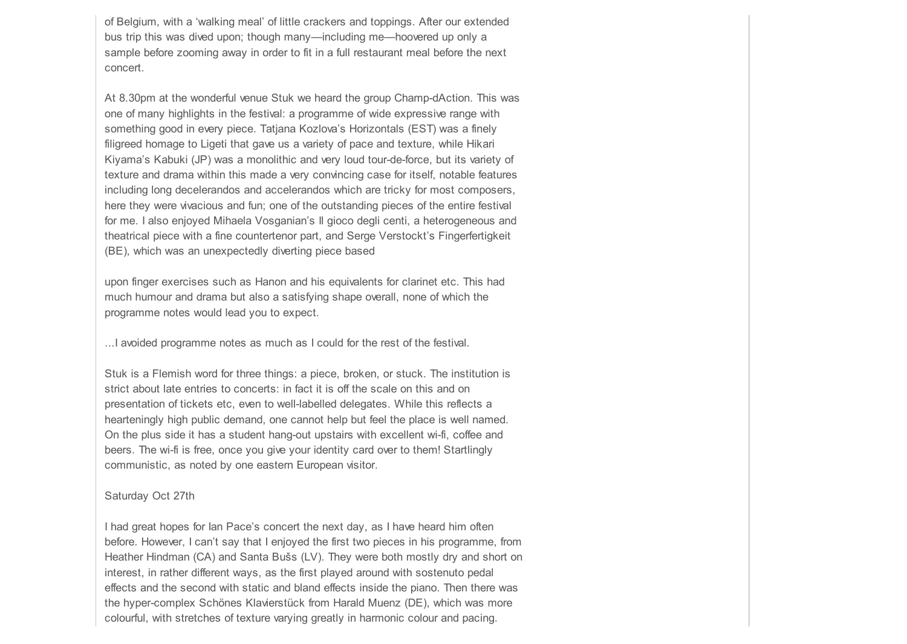of Belgium, with a 'walking meal' of little crackers and toppings. After our extended bus trip this was dived upon; though many—including me—hoovered up only a sample before zooming away in order to fit in a full restaurant meal before the next concert.

At 8.30pm at the wonderful venue Stuk we heard the group Champ-dAction. This was one of many highlights in the festival: a programme of wide expressive range with something good in every piece. Tatjana Kozlova's Horizontals (EST) was a finely filigreed homage to Ligeti that gave us a variety of pace and texture, while Hikari Kiyama's Kabuki (JP) was a monolithic and very loud tour-de-force, but its variety of texture and drama within this made a very convincing case for itself, notable features including long decelerandos and accelerandos which are tricky for most composers, here they were vivacious and fun; one of the outstanding pieces of the entire festival for me. I also enjoyed Mihaela Vosganian's Il gioco degli centi, a heterogeneous and theatrical piece with a fine countertenor part, and Serge Verstockt's Fingerfertigkeit (BE), which was an unexpectedly diverting piece based upon finger exercises such as Hanon and his equivalents for clarinet etc. This had much humour and drama but also a satisfying shape overall, none of which the programme notes would lead you to expect.

...I avoided programme notes as much as I could for the rest of the festival.

Stuk is a Flemish word for three things: a piece, broken, or stuck. The institution is strict about late entries to concerts: in fact it is off the scale on this and on presentation of tickets etc, even to well-labelled delegates. While this reflects a hearteningly high public demand, one cannot help but feel the place is well named. On the plus side it has a student hang-out upstairs with excellent wi-fi, coffee and beers. The wi-fi is free, once you give your identity card over to them! Startlingly communistic, as noted by one eastern European visitor.

Saturday Oct 27th

I had great hopes for Ian Pace's concert the next day, as I have heard him often before. However, I can't say that I enjoyed the first two pieces in his programme, from Heather Hindman (CA) and Santa Bušs (LV). They were both mostly dry and short on interest, in rather different ways, as the first played around with sostenuto pedal effects and the second with static and bland effects inside the piano. Then there was the hyper-complex Schönes Klavierstück from Harald Muenz (DE), which was more colourful, with stretches of texture varying greatly in harmonic colour and pacing.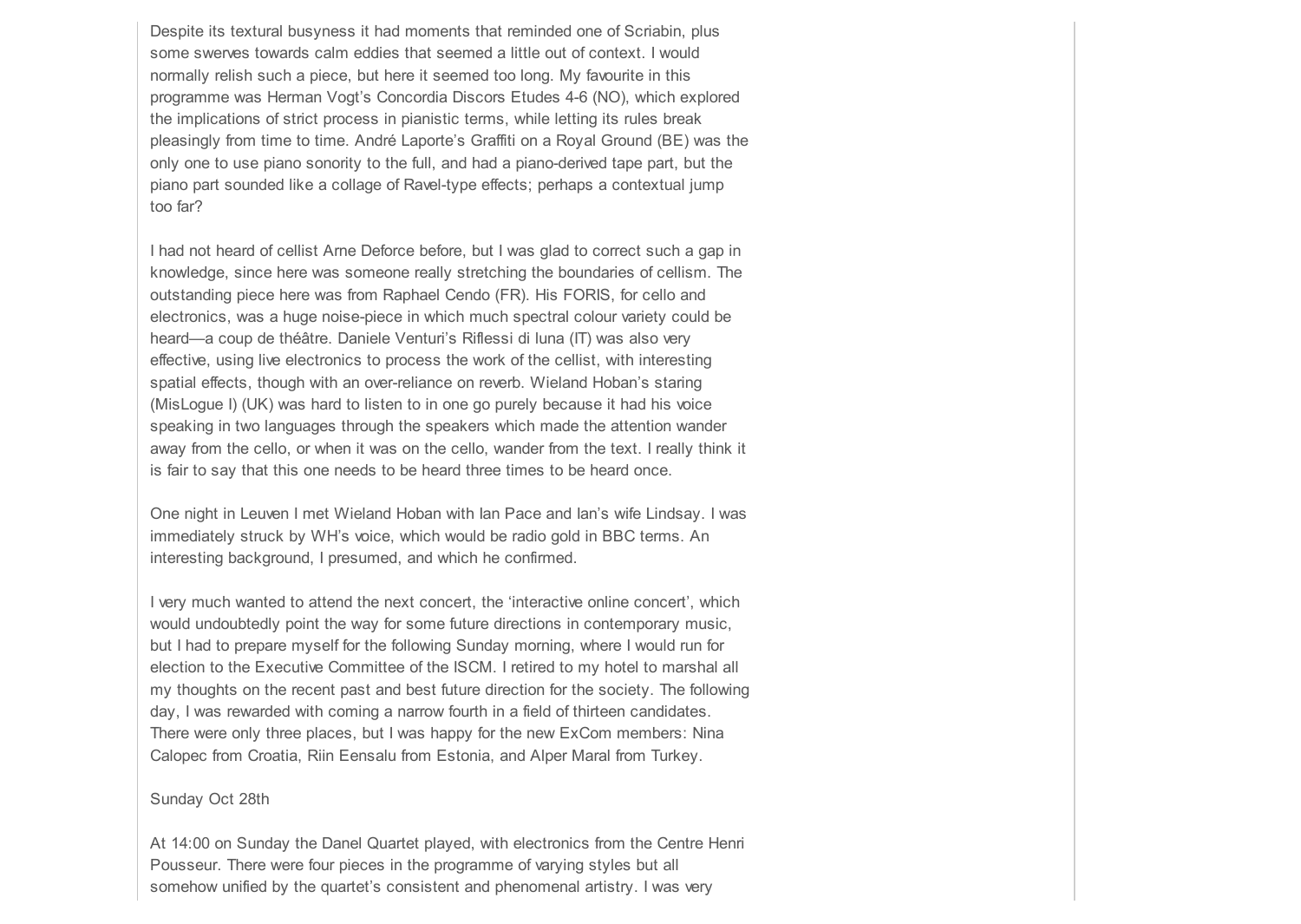Despite its textural busyness it had moments that reminded one of Scriabin, plus some swerves towards calm eddies that seemed a little out of context. I would normally relish such a piece, but here it seemed too long. My favourite in this programme was Herman Vogt's Concordia Discors Etudes 4-6 (NO), which explored the implications of strict process in pianistic terms, while letting its rules break pleasingly from time to time. André Laporte's Graffiti on a Royal Ground (BE) was the only one to use piano sonority to the full, and had a piano-derived tape part, but the piano part sounded like a collage of Ravel-type effects; perhaps a contextual jump too far?

I had not heard of cellist Arne Deforce before, but I was glad to correct such a gap in knowledge, since here was someone really stretching the boundaries of cellism. The outstanding piece here was from Raphael Cendo (FR). His FORIS, for cello and electronics, was a huge noise-piece in which much spectral colour variety could be heard—a coup de théâtre. Daniele Venturi's Riflessi di luna (IT) was also very effective, using live electronics to process the work of the cellist, with interesting spatial effects, though with an over-reliance on reverb. Wieland Hoban's staring (MisLogue I) (UK) was hard to listen to in one go purely because it had his voice speaking in two languages through the speakers which made the attention wander away from the cello, or when it was on the cello, wander from the text. I really think it is fair to say that this one needs to be heard three times to be heard once.

One night in Leuven I met Wieland Hoban with Ian Pace and Ian's wife Lindsay. I was immediately struck by WH's voice, which would be radio gold in BBC terms. An interesting background, I presumed, and which he confirmed.

I very much wanted to attend the next concert, the 'interactive online concert', which would undoubtedly point the way for some future directions in contemporary music, but I had to prepare myself for the following Sunday morning, where I would run for election to the Executive Committee of the ISCM. I retired to my hotel to marshal all my thoughts on the recent past and best future direction for the society. The following day, I was rewarded with coming a narrow fourth in a field of thirteen candidates. There were only three places, but I was happy for the new ExCom members: Nina Calopec from Croatia, Riin Eensalu from Estonia, and Alper Maral from Turkey.

Sunday Oct 28th

At 14:00 on Sunday the Danel Quartet played, with electronics from the Centre Henri Pousseur. There were four pieces in the programme of varying styles but all somehow unified by the quartet's consistent and phenomenal artistry. I was very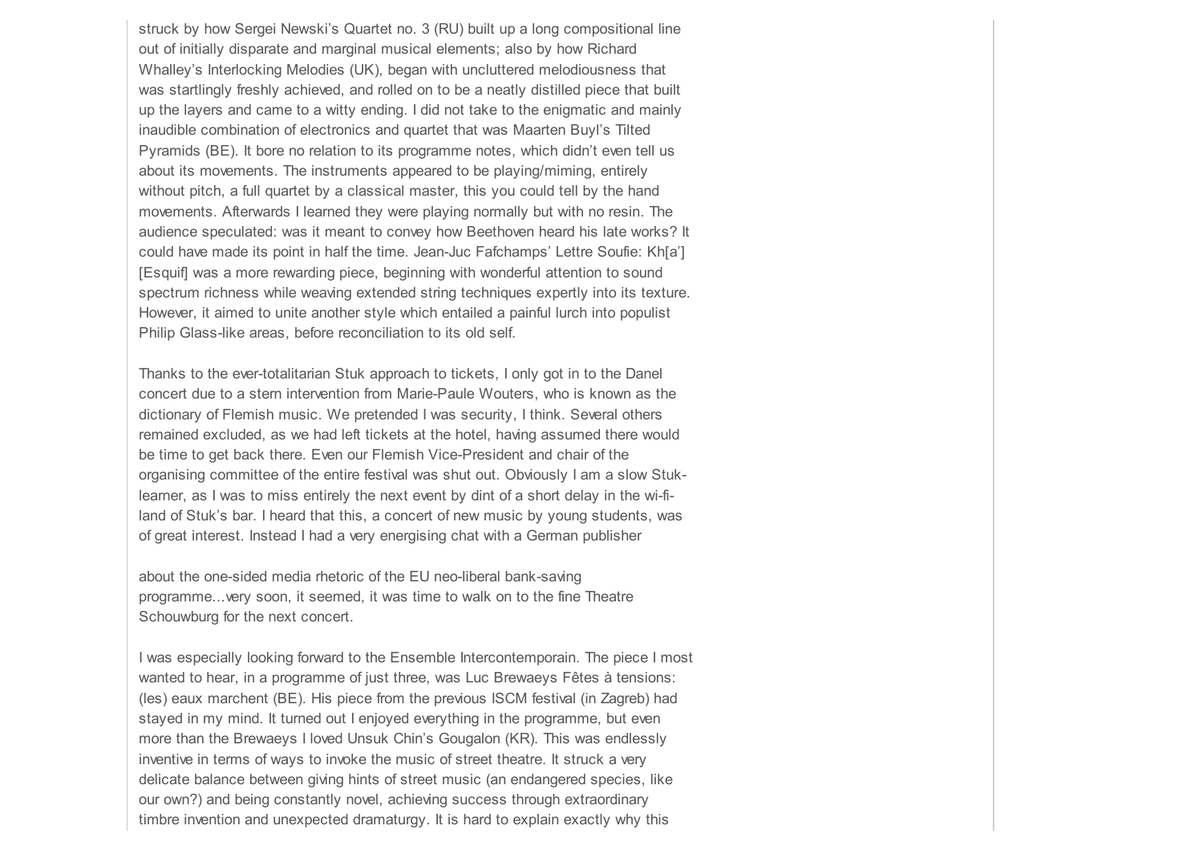struck by how Sergei Newski's Quartet no. 3 (RU) built up a long compositional line out of initially disparate and marginal musical elements; also by how Richard Whalley's Interlocking Melodies (UK), began with uncluttered melodiousness that was startlingly freshly achieved, and rolled on to be a neatly distilled piece that built up the layers and came to a witty ending. I did not take to the enigmatic and mainly inaudible combination of electronics and quartet that was Maarten Buyl's Tilted Pyramids (BE). It bore no relation to its programme notes, which didn't even tell us about its movements. The instruments appeared to be playing/miming, entirely without pitch, a full quartet by a classical master, this you could tell by the hand movements. Afterwards I learned they were playing normally but with no resin. The audience speculated: was it meant to convey how Beethoven heard his late works? It could have made its point in half the time. Jean-Juc Fafchamps' Lettre Soufie: Kh[a'] [Esquif] was a more rewarding piece, beginning with wonderful attention to sound spectrum richness while weaving extended string techniques expertly into its texture. However, it aimed to unite another style which entailed a painful lurch into populist Philip Glass-like areas, before reconciliation to its old self.

Thanks to the ever-totalitarian Stuk approach to tickets, I only got in to the Danel concert due to a stern intervention from Marie-Paule Wouters, who is known as the dictionary of Flemish music. We pretended I was security, I think. Several others remained excluded, as we had left tickets at the hotel, having assumed there would be time to get back there. Even our Flemish Vice-President and chair of the organising committee of the entire festival was shut out. Obviously I am a slow Stuk-learner, as I was to miss entirely the next event by dint of a short delay in the wi-fi-land of Stuk's bar. I heard that this, a concert of new music by young students, was of great interest. Instead I had a very energising chat with a German publisher about the one-sided media rhetoric of the EU neo-liberal bank-saving programme...very soon, it seemed, it was time to walk on to the fine Theatre Schouwburg for the next concert.

I was especially looking forward to the Ensemble Intercontemporain. The piece I most wanted to hear, in a programme of just three, was Luc Brewaeys Fêtes à tensions: (les) eaux marchent (BE). His piece from the previous ISCM festival (in Zagreb) had stayed in my mind. It turned out I enjoyed everything in the programme, but even more than the Brewaeys I loved Unsuk Chin's Gougalon (KR). This was endlessly inventive in terms of ways to invoke the music of street theatre. It struck a very delicate balance between giving hints of street music (an endangered species, like our own?) and being constantly novel, achieving success through extraordinary timbre invention and unexpected dramaturgy. It is hard to explain exactly why this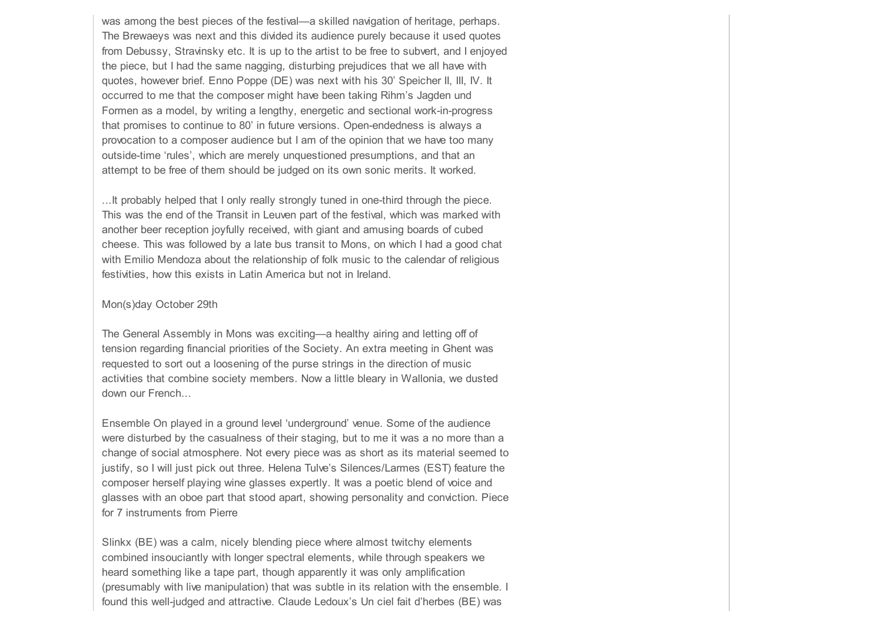was among the best pieces of the festival—a skilled navigation of heritage, perhaps. The Brewaeys was next and this divided its audience purely because it used quotes from Debussy, Stravinsky etc. It is up to the artist to be free to subvert, and I enjoyed the piece, but I had the same nagging, disturbing prejudices that we all have with quotes, however brief. Enno Poppe (DE) was next with his 30' Speicher II, III, IV. It occurred to me that the composer might have been taking Rihm's Jagden und Formen as a model, by writing a lengthy, energetic and sectional work-in-progress that promises to continue to 80' in future versions. Open-endedness is always a provocation to a composer audience but I am of the opinion that we have too many outside-time 'rules', which are merely unquestioned presumptions, and that an attempt to be free of them should be judged on its own sonic merits. It worked.

…It probably helped that I only really strongly tuned in one-third through the piece. This was the end of the Transit in Leuven part of the festival, which was marked with another beer reception joyfully received, with giant and amusing boards of cubed cheese. This was followed by a late bus transit to Mons, on which I had a good chat with Emilio Mendoza about the relationship of folk music to the calendar of religious festivities, how this exists in Latin America but not in Ireland.

Mon(s)day October 29th

The General Assembly in Mons was exciting—a healthy airing and letting off of tension regarding financial priorities of the Society. An extra meeting in Ghent was requested to sort out a loosening of the purse strings in the direction of music activities that combine society members. Now a little bleary in Wallonia, we dusted down our French…

Ensemble On played in a ground level 'underground' venue. Some of the audience were disturbed by the casualness of their staging, but to me it was a no more than a change of social atmosphere. Not every piece was as short as its material seemed to justify, so I will just pick out three. Helena Tulve's Silences/Larmes (EST) feature the composer herself playing wine glasses expertly. It was a poetic blend of voice and glasses with an oboe part that stood apart, showing personality and conviction. Piece for 7 instruments from Pierre

Slinkx (BE) was a calm, nicely blending piece where almost twitchy elements combined insouciantly with longer spectral elements, while through speakers we heard something like a tape part, though apparently it was only amplification (presumably with live manipulation) that was subtle in its relation with the ensemble. I found this well-judged and attractive. Claude Ledoux's Un ciel fait d'herbes (BE) was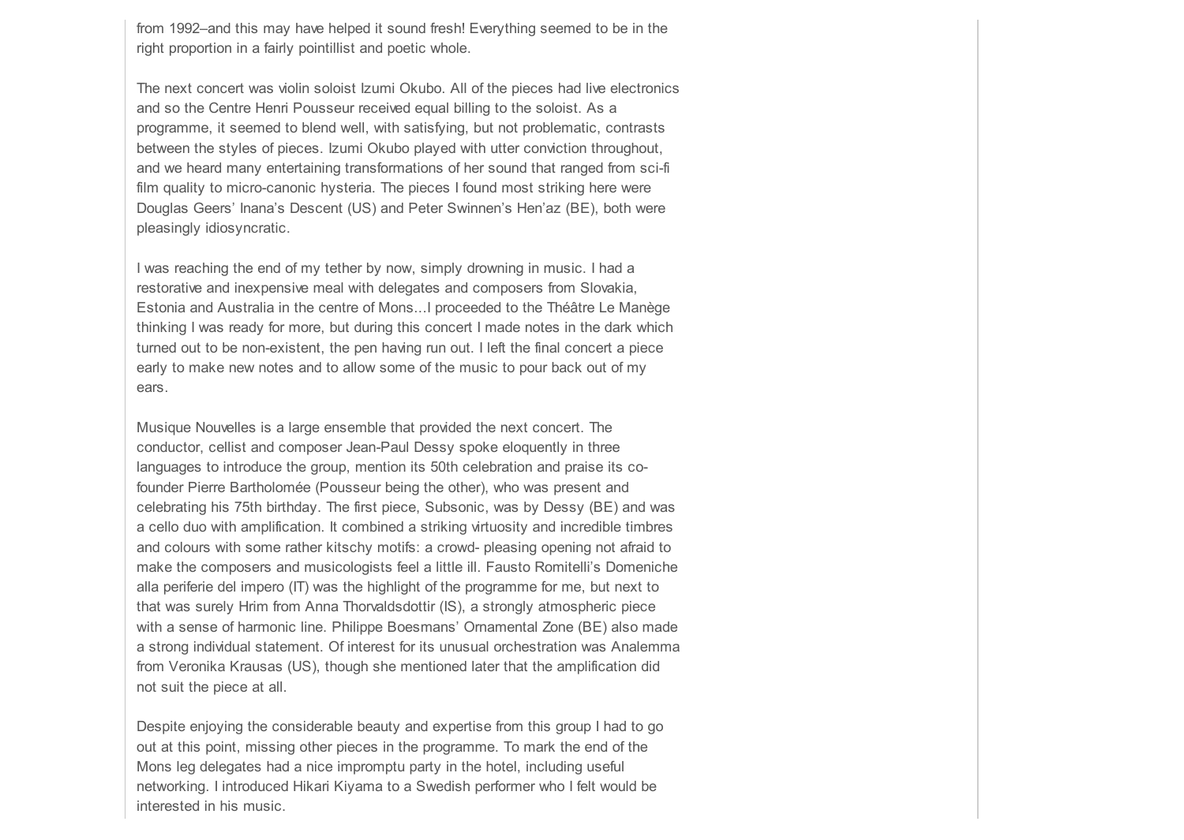from 1992–and this may have helped it sound fresh! Everything seemed to be in the right proportion in a fairly pointillist and poetic whole.

The next concert was violin soloist Izumi Okubo. All of the pieces had live electronics and so the Centre Henri Pousseur received equal billing to the soloist. As a programme, it seemed to blend well, with satisfying, but not problematic, contrasts between the styles of pieces. Izumi Okubo played with utter conviction throughout, and we heard many entertaining transformations of her sound that ranged from sci-fi film quality to micro-canonic hysteria. The pieces I found most striking here were Douglas Geers' Inana's Descent (US) and Peter Swinnen's Hen'az (BE), both were pleasingly idiosyncratic.

I was reaching the end of my tether by now, simply drowning in music. I had a restorative and inexpensive meal with delegates and composers from Slovakia, Estonia and Australia in the centre of Mons...I proceeded to the Théâtre Le Manège thinking I was ready for more, but during this concert I made notes in the dark which turned out to be non-existent, the pen having run out. I left the final concert a piece early to make new notes and to allow some of the music to pour back out of my ears.

Musique Nouvelles is a large ensemble that provided the next concert. The conductor, cellist and composer Jean-Paul Dessy spoke eloquently in three languages to introduce the group, mention its 50th celebration and praise its co-founder Pierre Bartholomée (Pousseur being the other), who was present and celebrating his 75th birthday. The first piece, Subsonic, was by Dessy (BE) and was a cello duo with amplification. It combined a striking virtuosity and incredible timbres and colours with some rather kitschy motifs: a crowd- pleasing opening not afraid to make the composers and musicologists feel a little ill. Fausto Romitelli's Domeniche alla periferie del impero (IT) was the highlight of the programme for me, but next to that was surely Hrim from Anna Thorvaldsdottir (IS), a strongly atmospheric piece with a sense of harmonic line. Philippe Boesmans' Ornamental Zone (BE) also made a strong individual statement. Of interest for its unusual orchestration was Analemma from Veronika Krausas (US), though she mentioned later that the amplification did not suit the piece at all.

Despite enjoying the considerable beauty and expertise from this group I had to go out at this point, missing other pieces in the programme. To mark the end of the Mons leg delegates had a nice impromptu party in the hotel, including useful networking. I introduced Hikari Kiyama to a Swedish performer who I felt would be interested in his music.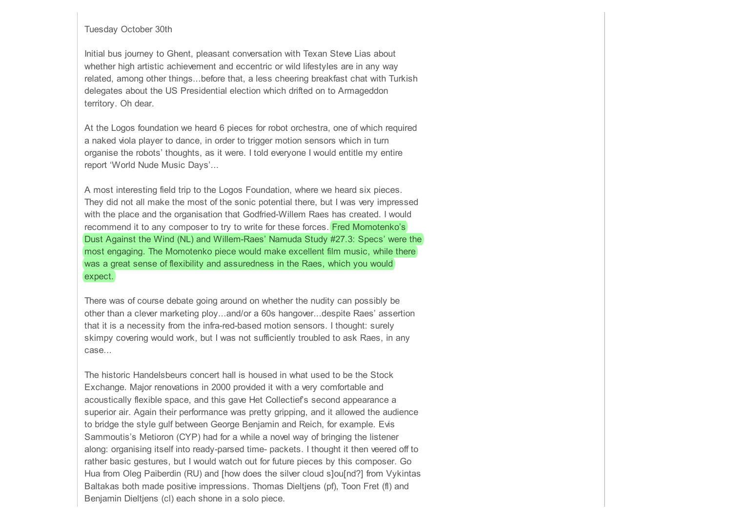Tuesday October 30th

Initial bus journey to Ghent, pleasant conversation with Texan Steve Lias about whether high artistic achievement and eccentric or wild lifestyles are in any way related, among other things...before that, a less cheering breakfast chat with Turkish delegates about the US Presidential election which drifted on to Armageddon territory. Oh dear.

At the Logos foundation we heard 6 pieces for robot orchestra, one of which required a naked viola player to dance, in order to trigger motion sensors which in turn organise the robots' thoughts, as it were. I told everyone I would entitle my entire report 'World Nude Music Days'...

A most interesting field trip to the Logos Foundation, where we heard six pieces. They did not all make the most of the sonic potential there, but I was very impressed with the place and the organisation that Godfried-Willem Raes has created. I would recommend it to any composer to try to write for these forces. Fred Momotenko's Dust Against the Wind (NL) and Willem-Raes' Namuda Study #27.3: Specs' were the most engaging. The Momotenko piece would make excellent film music, while there was a great sense of flexibility and assuredness in the Raes, which you would expect.

There was of course debate going around on whether the nudity can possibly be other than a clever marketing ploy...and/or a 60s hangover...despite Raes' assertion that it is a necessity from the infra-red-based motion sensors. I thought: surely skimpy covering would work, but I was not sufficiently troubled to ask Raes, in any case...

The historic Handelsbeurs concert hall is housed in what used to be the Stock Exchange. Major renovations in 2000 provided it with a very comfortable and acoustically flexible space, and this gave Het Collectief's second appearance a superior air. Again their performance was pretty gripping, and it allowed the audience to bridge the style gulf between George Benjamin and Reich, for example. Evis Sammoutis's Metioron (CYP) had for a while a novel way of bringing the listener along: organising itself into ready-parsed time- packets. I thought it then veered off to rather basic gestures, but I would watch out for future pieces by this composer. Go Hua from Oleg Paiberdin (RU) and [how does the silver cloud s]ou[nd?] from Vykintas Baltakas both made positive impressions. Thomas Dieltjens (pf), Toon Fret (fl) and Benjamin Dieltjens (cl) each shone in a solo piece.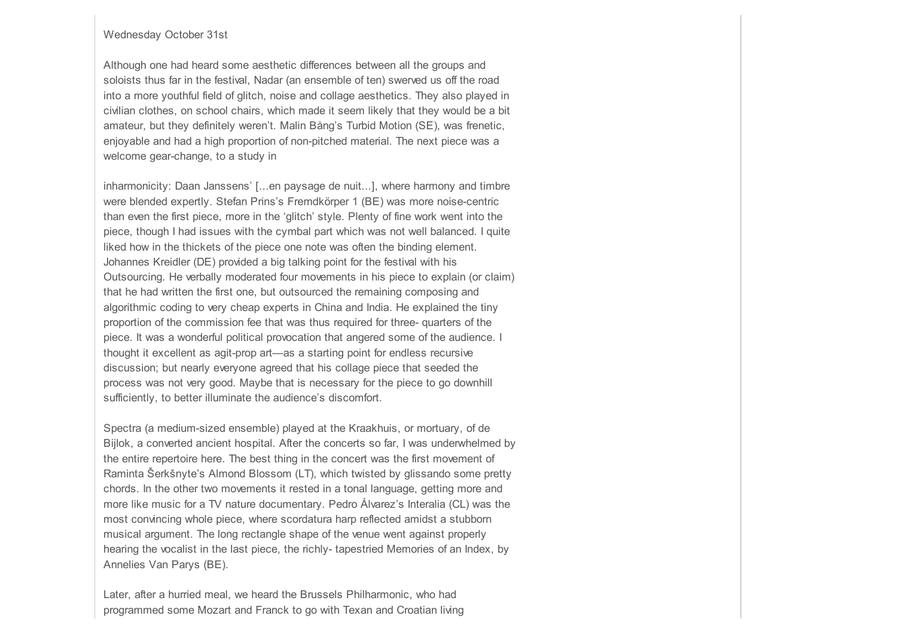Wednesday October 31st

Although one had heard some aesthetic differences between all the groups and soloists thus far in the festival, Nadar (an ensemble of ten) swerved us off the road into a more youthful field of glitch, noise and collage aesthetics. They also played in civilian clothes, on school chairs, which made it seem likely that they would be a bit amateur, but they definitely weren't. Malin Bång's Turbid Motion (SE), was frenetic, enjoyable and had a high proportion of non-pitched material. The next piece was a welcome gear-change, to a study in

inharmonicity: Daan Janssens' [...en paysage de nuit...], where harmony and timbre were blended expertly. Stefan Prins's Fremdkörper 1 (BE) was more noise-centric than even the first piece, more in the 'glitch' style. Plenty of fine work went into the piece, though I had issues with the cymbal part which was not well balanced. I quite liked how in the thickets of the piece one note was often the binding element. Johannes Kreidler (DE) provided a big talking point for the festival with his Outsourcing. He verbally moderated four movements in his piece to explain (or claim) that he had written the first one, but outsourced the remaining composing and algorithmic coding to very cheap experts in China and India. He explained the tiny proportion of the commission fee that was thus required for three- quarters of the piece. It was a wonderful political provocation that angered some of the audience. I thought it excellent as agit-prop art—as a starting point for endless recursive discussion; but nearly everyone agreed that his collage piece that seeded the process was not very good. Maybe that is necessary for the piece to go downhill sufficiently, to better illuminate the audience's discomfort.

Spectra (a medium-sized ensemble) played at the Kraakhuis, or mortuary, of de Bijlok, a converted ancient hospital. After the concerts so far, I was underwhelmed by the entire repertoire here. The best thing in the concert was the first movement of Raminta Šerkšnyte's Almond Blossom (LT), which twisted by glissando some pretty chords. In the other two movements it rested in a tonal language, getting more and more like music for a TV nature documentary. Pedro Álvarez's Interalia (CL) was the most convincing whole piece, where scordatura harp reflected amidst a stubborn musical argument. The long rectangle shape of the venue went against properly hearing the vocalist in the last piece, the richly- tapestried Memories of an Index, by Annelies Van Parys (BE).

Later, after a hurried meal, we heard the Brussels Philharmonic, who had programmed some Mozart and Franck to go with Texan and Croatian living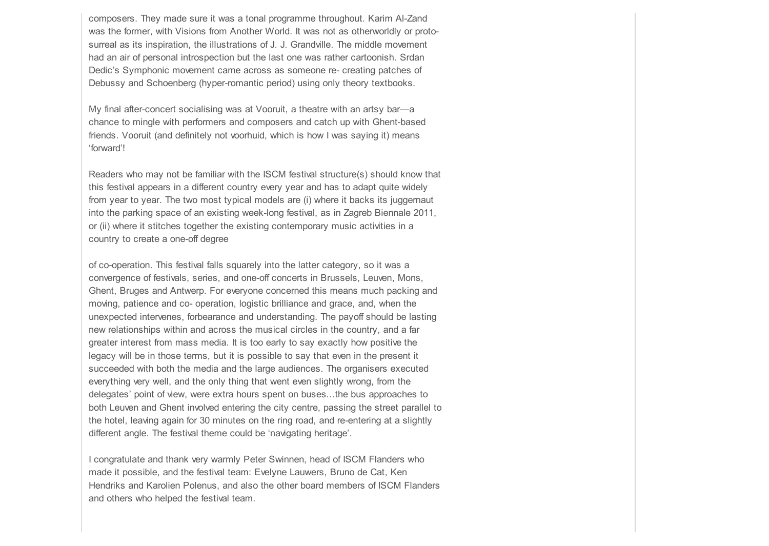composers. They made sure it was a tonal programme throughout. Karim Al-Zand was the former, with Visions from Another World. It was not as otherworldly or proto-surreal as its inspiration, the illustrations of J. J. Grandville. The middle movement had an air of personal introspection but the last one was rather cartoonish. Srdan Dedic's Symphonic movement came across as someone re- creating patches of Debussy and Schoenberg (hyper-romantic period) using only theory textbooks.

My final after-concert socialising was at Vooruit, a theatre with an artsy bar—a chance to mingle with performers and composers and catch up with Ghent-based friends. Vooruit (and definitely not voorhuid, which is how I was saying it) means 'forward'!

Readers who may not be familiar with the ISCM festival structure(s) should know that this festival appears in a different country every year and has to adapt quite widely from year to year. The two most typical models are (i) where it backs its juggernaut into the parking space of an existing week-long festival, as in Zagreb Biennale 2011, or (ii) where it stitches together the existing contemporary music activities in a country to create a one-off degree

of co-operation. This festival falls squarely into the latter category, so it was a convergence of festivals, series, and one-off concerts in Brussels, Leuven, Mons, Ghent, Bruges and Antwerp. For everyone concerned this means much packing and moving, patience and co- operation, logistic brilliance and grace, and, when the unexpected intervenes, forbearance and understanding. The payoff should be lasting new relationships within and across the musical circles in the country, and a far greater interest from mass media. It is too early to say exactly how positive the legacy will be in those terms, but it is possible to say that even in the present it succeeded with both the media and the large audiences. The organisers executed everything very well, and the only thing that went even slightly wrong, from the delegates' point of view, were extra hours spent on buses...the bus approaches to both Leuven and Ghent involved entering the city centre, passing the street parallel to the hotel, leaving again for 30 minutes on the ring road, and re-entering at a slightly different angle. The festival theme could be 'navigating heritage'.

I congratulate and thank very warmly Peter Swinnen, head of ISCM Flanders who made it possible, and the festival team: Evelyne Lauwers, Bruno de Cat, Ken Hendriks and Karolien Polenus, and also the other board members of ISCM Flanders and others who helped the festival team.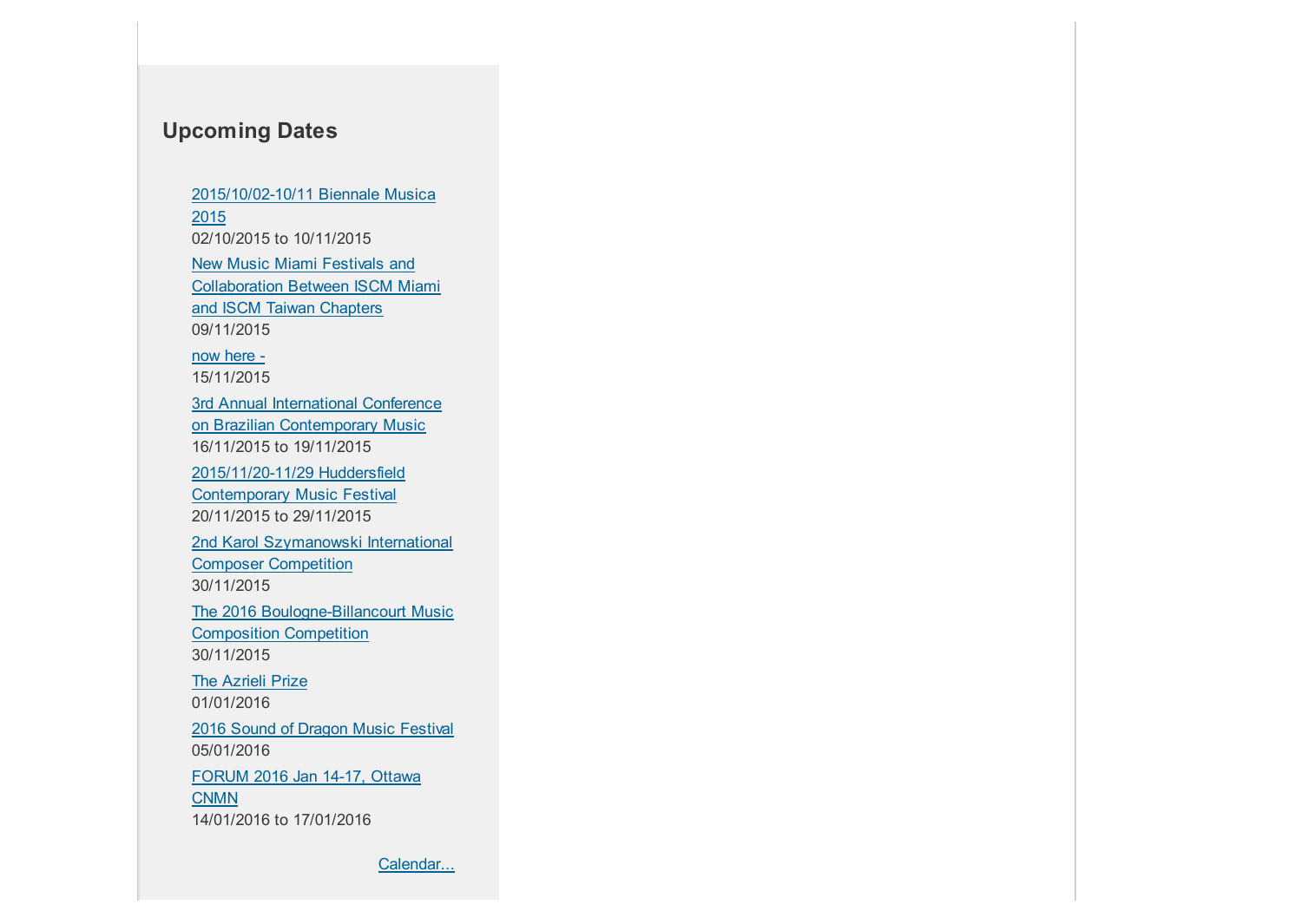## Upcoming Dates

- 2015/10/02-10/11 Biennale Musica 2015
  02/10/2015 to 10/11/2015
- New Music Miami Festivals and Collaboration Between ISCM Miami and ISCM Taiwan Chapters
  09/11/2015
- now here -
  15/11/2015
- 3rd Annual International Conference on Brazilian Contemporary Music
  16/11/2015 to 19/11/2015
- 2015/11/20-11/29 Huddersfield Contemporary Music Festival
  20/11/2015 to 29/11/2015
- 2nd Karol Szymanowski International Composer Competition
  30/11/2015
- The 2016 Boulogne-Billancourt Music Composition Competition
  30/11/2015
- The Azrieli Prize
  01/01/2016
- 2016 Sound of Dragon Music Festival
  05/01/2016
- FORUM 2016 Jan 14-17, Ottawa CNMN
  14/01/2016 to 17/01/2016

Calendar...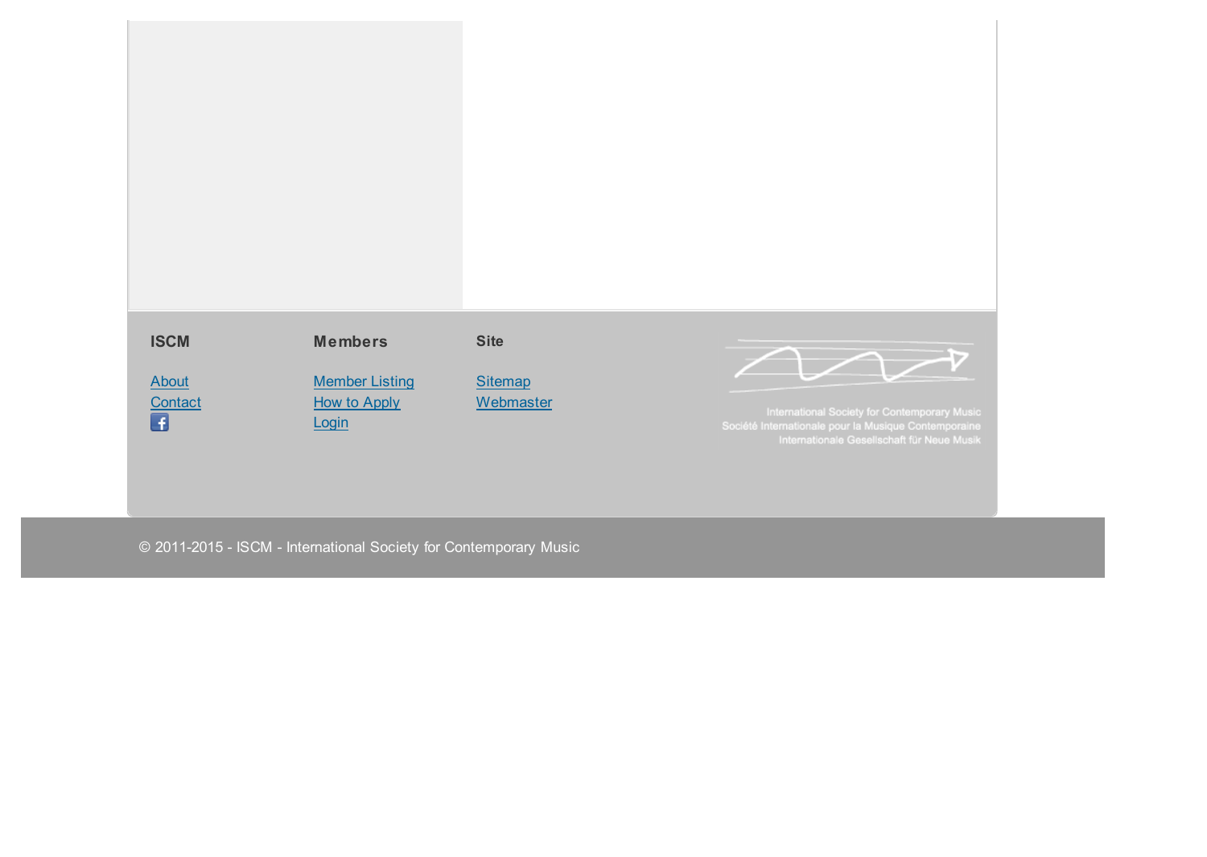**ISCM**

About
Contact

**Members**

Member Listing
How to Apply
Login

**Site**

Sitemap
Webmaster

International Society for Contemporary Music
Société Internationale pour la Musique Contemporaine
Internationale Gesellschaft für Neue Musik

© 2011-2015 - ISCM - International Society for Contemporary Music